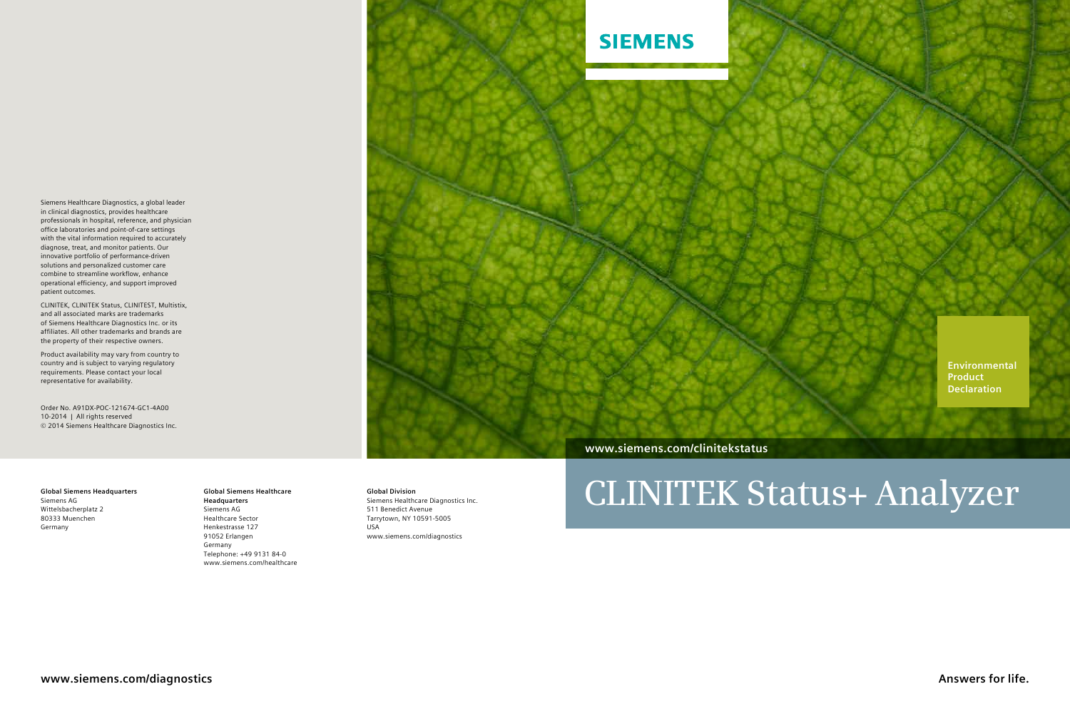SIEMENS

Environmental Product Declaration

www.siemens.com/clinitekstatus

# CLINITEK Status+ Analyzer

Siemens Healthcare Diagnostics, a global leader in clinical diagnostics, provides healthcare professionals in hospital, reference, and physician office laboratories and point-of-care settings with the vital information required to accurately diagnose, treat, and monitor patients. Our innovative portfolio of performance-driven solutions and personalized customer care combine to streamline workflow, enhance operational efficiency, and support improved patient outcomes.

CLINITEK, CLINITEK Status, CLINITEST, Multistix, and all associated marks are trademarks of Siemens Healthcare Diagnostics Inc. or its affiliates. All other trademarks and brands are the property of their respective owners.

Product availability may vary from country to country and is subject to varying regulatory requirements. Please contact your local representative for availability.

Order No. A91DX-POC-121674-GC1-4A00
10-2014 | All rights reserved
© 2014 Siemens Healthcare Diagnostics Inc.

**Global Siemens Headquarters**
Siemens AG
Wittelsbacherplatz 2
80333 Muenchen
Germany

**Global Siemens Healthcare Headquarters**
Siemens AG
Healthcare Sector
Henkestrasse 127
91052 Erlangen
Germany
Telephone: +49 9131 84-0
www.siemens.com/healthcare

**Global Division**
Siemens Healthcare Diagnostics Inc.
511 Benedict Avenue
Tarrytown, NY 10591-5005
USA
www.siemens.com/diagnostics

www.siemens.com/diagnostics

Answers for life.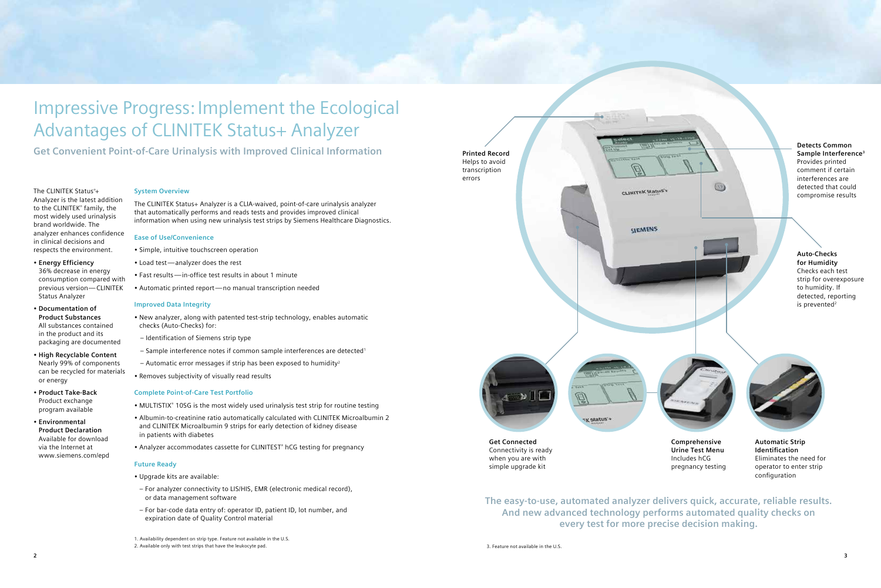# Impressive Progress: Implement the Ecological Advantages of CLINITEK Status+ Analyzer

## Get Convenient Point-of-Care Urinalysis with Improved Clinical Information

The CLINITEK Status®+ Analyzer is the latest addition to the CLINITEK® family, the most widely used urinalysis brand worldwide. The analyzer enhances confidence in clinical decisions and respects the environment.

- **Energy Efficiency**
  36% decrease in energy consumption compared with previous version—CLINITEK Status Analyzer
- **Documentation of Product Substances**
  All substances contained in the product and its packaging are documented
- **High Recyclable Content**
  Nearly 99% of components can be recycled for materials or energy
- **Product Take-Back**
  Product exchange program available
- **Environmental Product Declaration**
  Available for download via the Internet at www.siemens.com/epd

### System Overview

The CLINITEK Status+ Analyzer is a CLIA-waived, point-of-care urinalysis analyzer that automatically performs and reads tests and provides improved clinical information when using new urinalysis test strips by Siemens Healthcare Diagnostics.

### Ease of Use/Convenience

- Simple, intuitive touchscreen operation
- Load test—analyzer does the rest
- Fast results—in-office test results in about 1 minute
- Automatic printed report—no manual transcription needed

### Improved Data Integrity

- New analyzer, along with patented test-strip technology, enables automatic checks (Auto-Checks) for:
  - Identification of Siemens strip type
  - Sample interference notes if common sample interferences are detected[1]
  - Automatic error messages if strip has been exposed to humidity[2]
- Removes subjectivity of visually read results

### Complete Point-of-Care Test Portfolio

- MULTISTIX® 10SG is the most widely used urinalysis test strip for routine testing
- Albumin-to-creatinine ratio automatically calculated with CLINITEK Microalbumin 2 and CLINITEK Microalbumin 9 strips for early detection of kidney disease in patients with diabetes
- Analyzer accommodates cassette for CLINITEST® hCG testing for pregnancy

### Future Ready

- Upgrade kits are available:
  - For analyzer connectivity to LIS/HIS, EMR (electronic medical record), or data management software
  - For bar-code data entry of: operator ID, patient ID, lot number, and expiration date of Quality Control material

1. Availability dependent on strip type. Feature not available in the U.S.
2. Available only with test strips that have the leukocyte pad.

**Printed Record**
Helps to avoid transcription errors

**Detects Common Sample Interference[3]**
Provides printed comment if certain interferences are detected that could compromise results

**Auto-Checks for Humidity**
Checks each test strip for overexposure to humidity. If detected, reporting is prevented[2]

**Get Connected**
Connectivity is ready when you are with simple upgrade kit

**Comprehensive Urine Test Menu**
Includes hCG pregnancy testing

**Automatic Strip Identification**
Eliminates the need for operator to enter strip configuration

**The easy-to-use, automated analyzer delivers quick, accurate, reliable results. And new advanced technology performs automated quality checks on every test for more precise decision making.**

3. Feature not available in the U.S.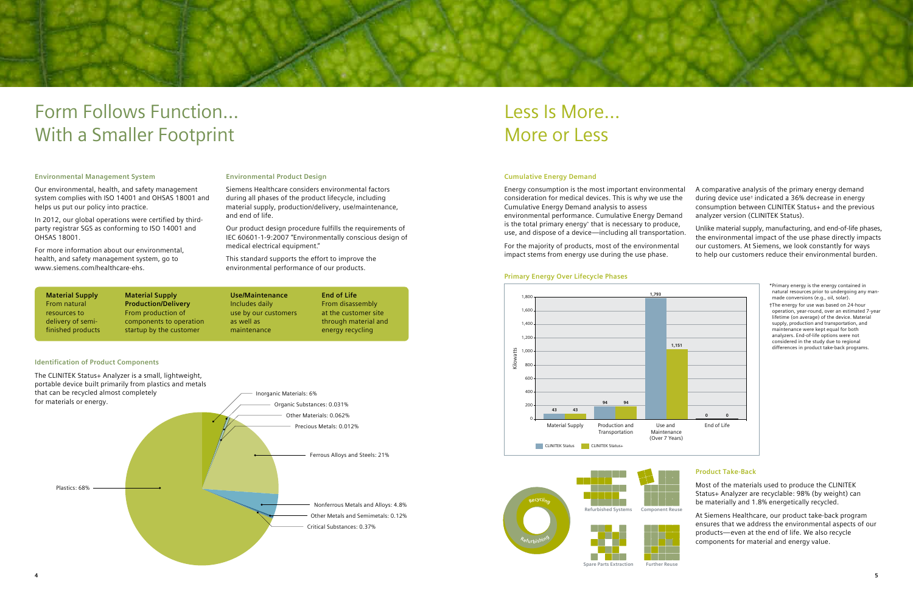# Form Follows Function… With a Smaller Footprint

### Environmental Management System

Our environmental, health, and safety management system complies with ISO 14001 and OHSAS 18001 and helps us put our policy into practice.

In 2012, our global operations were certified by third-party registrar SGS as conforming to ISO 14001 and OHSAS 18001.

For more information about our environmental, health, and safety management system, go to www.siemens.com/healthcare-ehs.

### Environmental Product Design

Siemens Healthcare considers environmental factors during all phases of the product lifecycle, including material supply, production/delivery, use/maintenance, and end of life.

Our product design procedure fulfills the requirements of IEC 60601-1-9:2007 "Environmentally conscious design of medical electrical equipment."

This standard supports the effort to improve the environmental performance of our products.

| Material Supply | Material Supply Production/Delivery | Use/Maintenance | End of Life |
|---|---|---|---|
| From natural resources to delivery of semi-finished products | From production of components to operation startup by the customer | Includes daily use by our customers as well as maintenance | From disassembly at the customer site through material and energy recycling |

### Identification of Product Components

The CLINITEK Status+ Analyzer is a small, lightweight, portable device built primarily from plastics and metals that can be recycled almost completely for materials or energy.

Inorganic Materials: 6%
Organic Substances: 0.031%
Other Materials: 0.062%
Precious Metals: 0.012%
Ferrous Alloys and Steels: 21%
Plastics: 68%
Nonferrous Metals and Alloys: 4.8%
Other Metals and Semimetals: 0.12%
Critical Substances: 0.37%

# Less Is More… More or Less

### Cumulative Energy Demand

Energy consumption is the most important environmental consideration for medical devices. This is why we use the Cumulative Energy Demand analysis to assess environmental performance. Cumulative Energy Demand is the total primary energy* that is necessary to produce, use, and dispose of a device—including all transportation.

For the majority of products, most of the environmental impact stems from energy use during the use phase.

A comparative analysis of the primary energy demand during device use† indicated a 36% decrease in energy consumption between CLINITEK Status+ and the previous analyzer version (CLINITEK Status).

Unlike material supply, manufacturing, and end-of-life phases, the environmental impact of the use phase directly impacts our customers. At Siemens, we look constantly for ways to help our customers reduce their environmental burden.

### Primary Energy Over Lifecycle Phases

Kilowatts
0, 200, 400, 600, 800, 1,000, 1,200, 1,400, 1,600, 1,800
Material Supply: 43, 43
Production and Transportation: 94, 94
Use and Maintenance (Over 7 Years): 1,793, 1,151
End of Life: 0, 0
CLINITEK Status
CLINITEK Status+

*Primary energy is the energy contained in natural resources prior to undergoing any man-made conversions (e.g., oil, solar).

†The energy for use was based on 24-hour operation, year-round, over an estimated 7-year lifetime (on average) of the device. Material supply, production and transportation, and maintenance were kept equal for both analyzers. End-of-life options were not considered in the study due to regional differences in product take-back programs.

Recycling
Refurbishing
Refurbished Systems
Component Reuse
Spare Parts Extraction
Further Reuse

### Product Take-Back

Most of the materials used to produce the CLINITEK Status+ Analyzer are recyclable: 98% (by weight) can be materially and 1.8% energetically recycled.

At Siemens Healthcare, our product take-back program ensures that we address the environmental aspects of our products—even at the end of life. We also recycle components for material and energy value.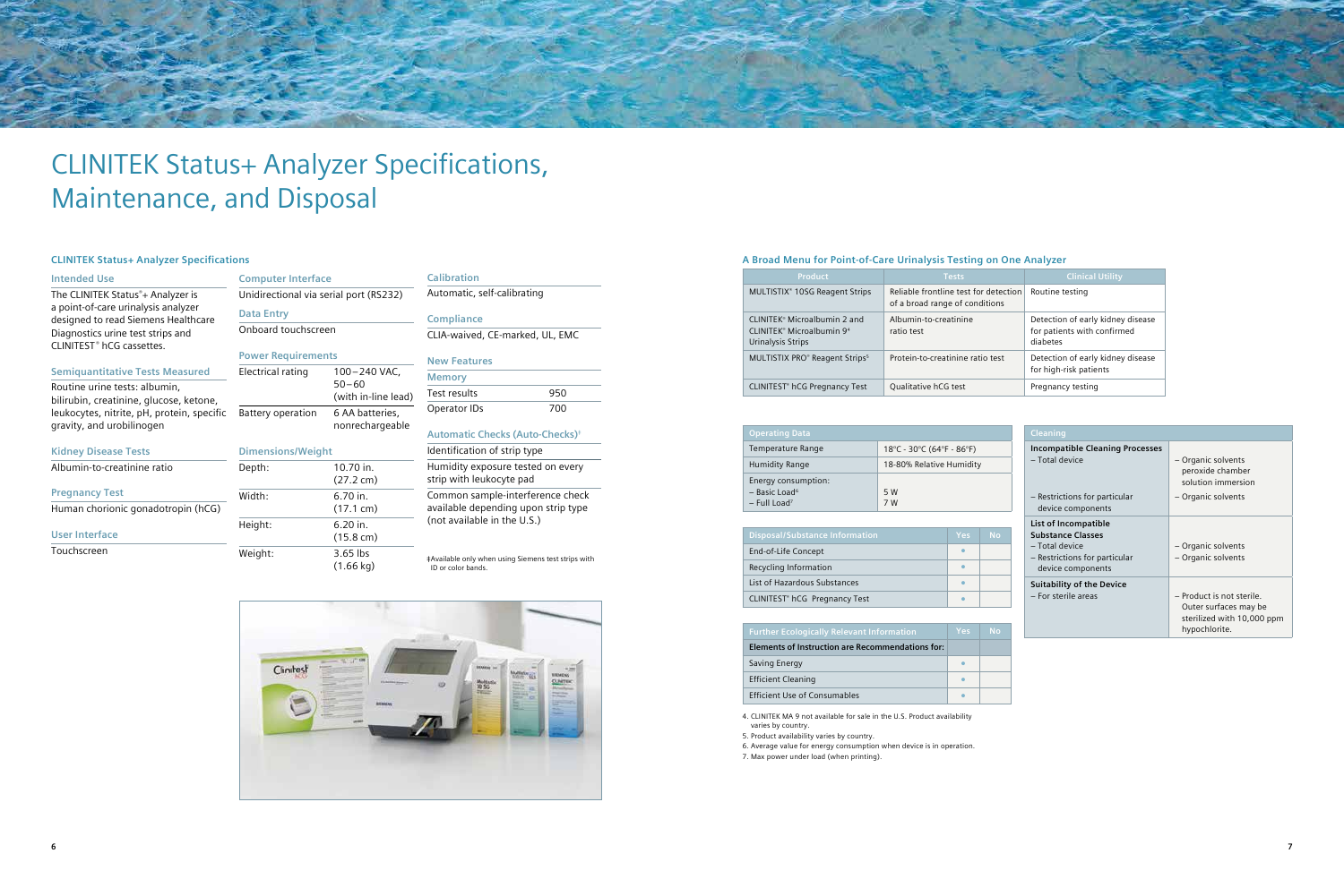# CLINITEK Status+ Analyzer Specifications, Maintenance, and Disposal

## CLINITEK Status+ Analyzer Specifications

### Intended Use

The CLINITEK Status®+ Analyzer is a point-of-care urinalysis analyzer designed to read Siemens Healthcare Diagnostics urine test strips and CLINITEST® hCG cassettes.

### Semiquantitative Tests Measured

Routine urine tests: albumin, bilirubin, creatinine, glucose, ketone, leukocytes, nitrite, pH, protein, specific gravity, and urobilinogen

### Kidney Disease Tests

Albumin-to-creatinine ratio

### Pregnancy Test

Human chorionic gonadotropin (hCG)

### User Interface

Touchscreen

### Computer Interface

Unidirectional via serial port (RS232)

### Data Entry

Onboard touchscreen

### Power Requirements

| | |
|---|---|
| Electrical rating | 100–240 VAC, 50–60 (with in-line lead) |
| Battery operation | 6 AA batteries, nonrechargeable |

### Dimensions/Weight

| | |
|---|---|
| Depth: | 10.70 in. (27.2 cm) |
| Width: | 6.70 in. (17.1 cm) |
| Height: | 6.20 in. (15.8 cm) |
| Weight: | 3.65 lbs (1.66 kg) |

### Calibration

Automatic, self-calibrating

### Compliance

CLIA-waived, CE-marked, UL, EMC

### New Features

**Memory**

| | |
|---|---|
| Test results | 950 |
| Operator IDs | 700 |

### Automatic Checks (Auto-Checks)‡

- Identification of strip type
- Humidity exposure tested on every strip with leukocyte pad
- Common sample-interference check available depending upon strip type (not available in the U.S.)

‡Available only when using Siemens test strips with ID or color bands.

## A Broad Menu for Point-of-Care Urinalysis Testing on One Analyzer

| Product | Tests | Clinical Utility |
|---|---|---|
| MULTISTIX® 10SG Reagent Strips | Reliable frontline test for detection of a broad range of conditions | Routine testing |
| CLINITEK® Microalbumin 2 and CLINITEK® Microalbumin 9[4] Urinalysis Strips | Albumin-to-creatinine ratio test | Detection of early kidney disease for patients with confirmed diabetes |
| MULTISTIX PRO® Reagent Strips[5] | Protein-to-creatinine ratio test | Detection of early kidney disease for high-risk patients |
| CLINITEST® hCG Pregnancy Test | Qualitative hCG test | Pregnancy testing |

| Operating Data | |
|---|---|
| Temperature Range | 18°C - 30°C (64°F - 86°F) |
| Humidity Range | 18-80% Relative Humidity |
| Energy consumption: – Basic Load[6] – Full Load[7] | 5 W 7 W |

| Disposal/Substance Information | Yes | No |
|---|---|---|
| End-of-Life Concept | • | |
| Recycling Information | • | |
| List of Hazardous Substances | • | |
| CLINITEST® hCG Pregnancy Test | • | |

| Further Ecologically Relevant Information | Yes | No |
|---|---|---|
| **Elements of Instruction are Recommendations for:** | | |
| Saving Energy | • | |
| Efficient Cleaning | • | |
| Efficient Use of Consumables | • | |

| Cleaning | |
|---|---|
| **Incompatible Cleaning Processes** | |
| – Total device | – Organic solvents peroxide chamber solution immersion |
| – Restrictions for particular device components | – Organic solvents |
| **List of Incompatible Substance Classes** | |
| – Total device | – Organic solvents |
| – Restrictions for particular device components | – Organic solvents |
| **Suitability of the Device** | |
| – For sterile areas | – Product is not sterile. Outer surfaces may be sterilized with 10,000 ppm hypochlorite. |

4. CLINITEK MA 9 not available for sale in the U.S. Product availability varies by country.
5. Product availability varies by country.
6. Average value for energy consumption when device is in operation.
7. Max power under load (when printing).